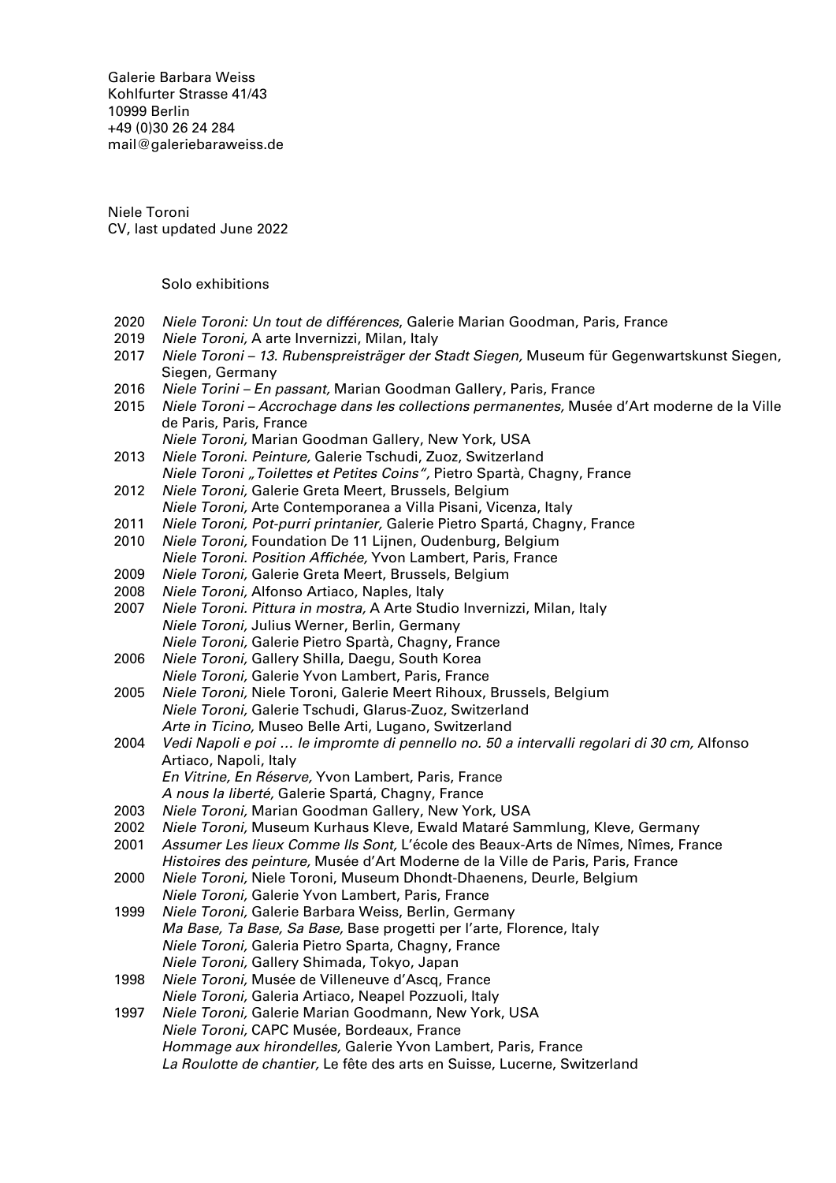Galerie Barbara Weiss
Kohlfurter Strasse 41/43
10999 Berlin
+49 (0)30 26 24 284
mail@galeriebaraweiss.de

Niele Toroni
CV, last updated June 2022

## Solo exhibitions

2020 *Niele Toroni: Un tout de différences*, Galerie Marian Goodman, Paris, France
2019 *Niele Toroni,* A arte Invernizzi, Milan, Italy
2017 *Niele Toroni – 13. Rubenspreisträger der Stadt Siegen,* Museum für Gegenwartskunst Siegen, Siegen, Germany
2016 *Niele Torini – En passant,* Marian Goodman Gallery, Paris, France
2015 *Niele Toroni – Accrochage dans les collections permanentes,* Musée d'Art moderne de la Ville de Paris, Paris, France
*Niele Toroni,* Marian Goodman Gallery, New York, USA
2013 *Niele Toroni. Peinture,* Galerie Tschudi, Zuoz, Switzerland
*Niele Toroni „Toilettes et Petites Coins",* Pietro Spartà, Chagny, France
2012 *Niele Toroni,* Galerie Greta Meert, Brussels, Belgium
*Niele Toroni,* Arte Contemporanea a Villa Pisani, Vicenza, Italy
2011 *Niele Toroni, Pot-purri printanier,* Galerie Pietro Spartá, Chagny, France
2010 *Niele Toroni,* Foundation De 11 Lijnen, Oudenburg, Belgium
*Niele Toroni. Position Affichée,* Yvon Lambert, Paris, France
2009 *Niele Toroni,* Galerie Greta Meert, Brussels, Belgium
2008 *Niele Toroni,* Alfonso Artiaco, Naples, Italy
2007 *Niele Toroni. Pittura in mostra,* A Arte Studio Invernizzi, Milan, Italy
*Niele Toroni,* Julius Werner, Berlin, Germany
*Niele Toroni,* Galerie Pietro Spartà, Chagny, France
2006 *Niele Toroni,* Gallery Shilla, Daegu, South Korea
*Niele Toroni,* Galerie Yvon Lambert, Paris, France
2005 *Niele Toroni,* Niele Toroni, Galerie Meert Rihoux, Brussels, Belgium
*Niele Toroni,* Galerie Tschudi, Glarus-Zuoz, Switzerland
*Arte in Ticino,* Museo Belle Arti, Lugano, Switzerland
2004 *Vedi Napoli e poi … le impromte di pennello no. 50 a intervalli regolari di 30 cm,* Alfonso Artiaco, Napoli, Italy
*En Vitrine, En Réserve,* Yvon Lambert, Paris, France
*A nous la liberté,* Galerie Spartá, Chagny, France
2003 *Niele Toroni,* Marian Goodman Gallery, New York, USA
2002 *Niele Toroni,* Museum Kurhaus Kleve, Ewald Mataré Sammlung, Kleve, Germany
2001 *Assumer Les lieux Comme Ils Sont,* L'école des Beaux-Arts de Nîmes, Nîmes, France
*Histoires des peinture,* Musée d'Art Moderne de la Ville de Paris, Paris, France
2000 *Niele Toroni,* Niele Toroni, Museum Dhondt-Dhaenens, Deurle, Belgium
*Niele Toroni,* Galerie Yvon Lambert, Paris, France
1999 *Niele Toroni,* Galerie Barbara Weiss, Berlin, Germany
*Ma Base, Ta Base, Sa Base,* Base progetti per l'arte, Florence, Italy
*Niele Toroni,* Galeria Pietro Sparta, Chagny, France
*Niele Toroni,* Gallery Shimada, Tokyo, Japan
1998 *Niele Toroni,* Musée de Villeneuve d'Ascq, France
*Niele Toroni,* Galeria Artiaco, Neapel Pozzuoli, Italy
1997 *Niele Toroni,* Galerie Marian Goodmann, New York, USA
*Niele Toroni,* CAPC Musée, Bordeaux, France
*Hommage aux hirondelles,* Galerie Yvon Lambert, Paris, France
*La Roulotte de chantier,* Le fête des arts en Suisse, Lucerne, Switzerland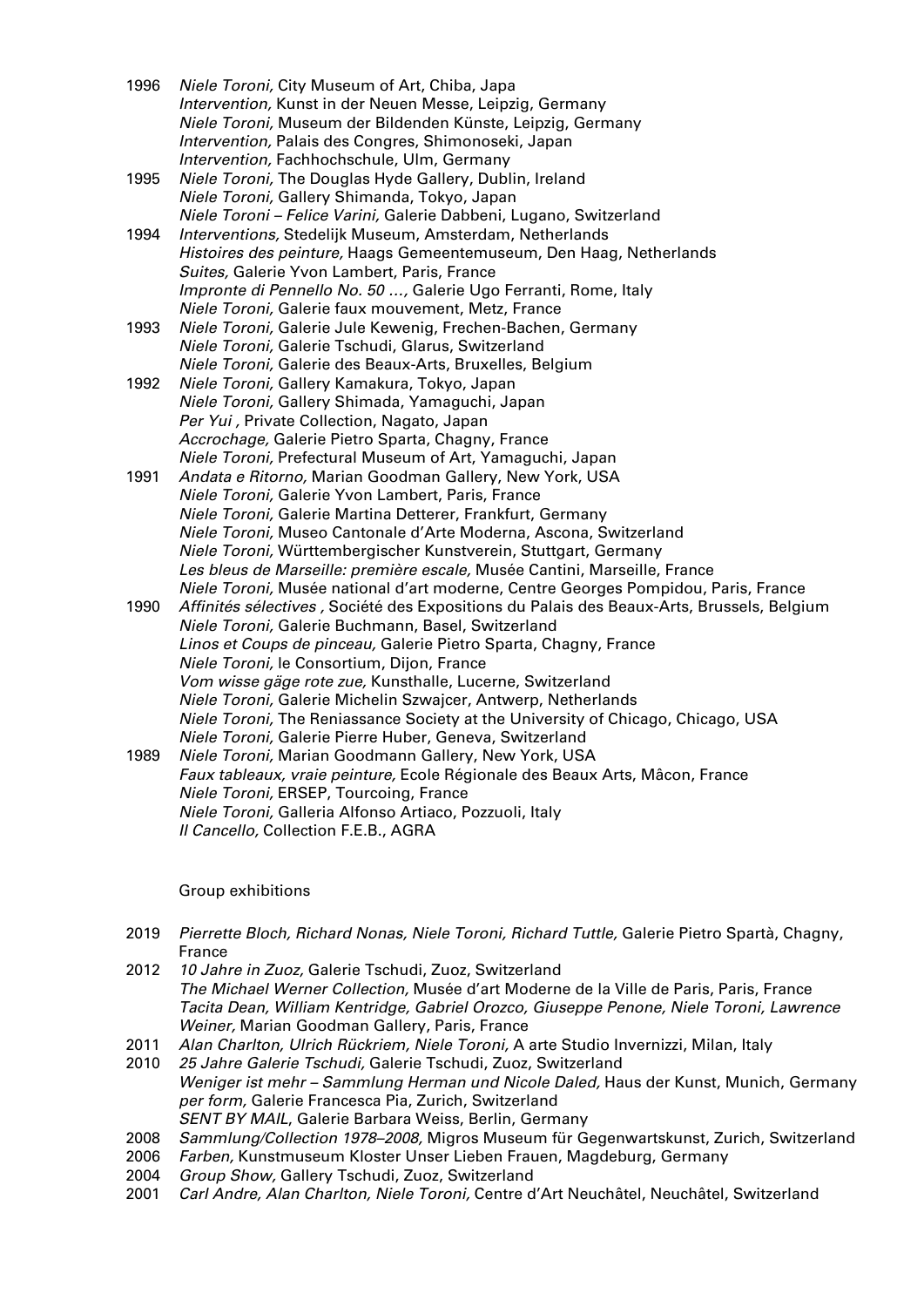1996 *Niele Toroni,* City Museum of Art, Chiba, Japa
*Intervention,* Kunst in der Neuen Messe, Leipzig, Germany
*Niele Toroni,* Museum der Bildenden Künste, Leipzig, Germany
*Intervention,* Palais des Congres, Shimonoseki, Japan
*Intervention,* Fachhochschule, Ulm, Germany

1995 *Niele Toroni,* The Douglas Hyde Gallery, Dublin, Ireland
*Niele Toroni,* Gallery Shimanda, Tokyo, Japan
*Niele Toroni – Felice Varini,* Galerie Dabbeni, Lugano, Switzerland

1994 *Interventions,* Stedelijk Museum, Amsterdam, Netherlands
*Histoires des peinture,* Haags Gemeentemuseum, Den Haag, Netherlands
*Suites,* Galerie Yvon Lambert, Paris, France
*Impronte di Pennello No. 50 …,* Galerie Ugo Ferranti, Rome, Italy
*Niele Toroni,* Galerie faux mouvement, Metz, France

1993 *Niele Toroni,* Galerie Jule Kewenig, Frechen-Bachen, Germany
*Niele Toroni,* Galerie Tschudi, Glarus, Switzerland
*Niele Toroni,* Galerie des Beaux-Arts, Bruxelles, Belgium

1992 *Niele Toroni,* Gallery Kamakura, Tokyo, Japan
*Niele Toroni,* Gallery Shimada, Yamaguchi, Japan
*Per Yui ,* Private Collection, Nagato, Japan
*Accrochage,* Galerie Pietro Sparta, Chagny, France
*Niele Toroni,* Prefectural Museum of Art, Yamaguchi, Japan

1991 *Andata e Ritorno,* Marian Goodman Gallery, New York, USA
*Niele Toroni,* Galerie Yvon Lambert, Paris, France
*Niele Toroni,* Galerie Martina Detterer, Frankfurt, Germany
*Niele Toroni,* Museo Cantonale d'Arte Moderna, Ascona, Switzerland
*Niele Toroni,* Württembergischer Kunstverein, Stuttgart, Germany
*Les bleus de Marseille: première escale,* Musée Cantini, Marseille, France
*Niele Toroni,* Musée national d'art moderne, Centre Georges Pompidou, Paris, France

1990 *Affinités sélectives ,* Société des Expositions du Palais des Beaux-Arts, Brussels, Belgium
*Niele Toroni,* Galerie Buchmann, Basel, Switzerland
*Linos et Coups de pinceau,* Galerie Pietro Sparta, Chagny, France
*Niele Toroni,* le Consortium, Dijon, France
*Vom wisse gäge rote zue,* Kunsthalle, Lucerne, Switzerland
*Niele Toroni,* Galerie Michelin Szwajcer, Antwerp, Netherlands
*Niele Toroni,* The Reniassance Society at the University of Chicago, Chicago, USA
*Niele Toroni,* Galerie Pierre Huber, Geneva, Switzerland

1989 *Niele Toroni,* Marian Goodmann Gallery, New York, USA
*Faux tableaux, vraie peinture,* Ecole Régionale des Beaux Arts, Mâcon, France
*Niele Toroni,* ERSEP, Tourcoing, France
*Niele Toroni,* Galleria Alfonso Artiaco, Pozzuoli, Italy
*Il Cancello,* Collection F.E.B., AGRA

## Group exhibitions

2019 *Pierrette Bloch, Richard Nonas, Niele Toroni, Richard Tuttle,* Galerie Pietro Spartà, Chagny, France

2012 *10 Jahre in Zuoz,* Galerie Tschudi, Zuoz, Switzerland
*The Michael Werner Collection,* Musée d'art Moderne de la Ville de Paris, Paris, France
*Tacita Dean, William Kentridge, Gabriel Orozco, Giuseppe Penone, Niele Toroni, Lawrence Weiner,* Marian Goodman Gallery, Paris, France

2011 *Alan Charlton, Ulrich Rückriem, Niele Toroni,* A arte Studio Invernizzi, Milan, Italy

2010 *25 Jahre Galerie Tschudi,* Galerie Tschudi, Zuoz, Switzerland
*Weniger ist mehr – Sammlung Herman und Nicole Daled,* Haus der Kunst, Munich, Germany
*per form,* Galerie Francesca Pia, Zurich, Switzerland
*SENT BY MAIL*, Galerie Barbara Weiss, Berlin, Germany

2008 *Sammlung/Collection 1978–2008,* Migros Museum für Gegenwartskunst, Zurich, Switzerland

2006 *Farben,* Kunstmuseum Kloster Unser Lieben Frauen, Magdeburg, Germany

2004 *Group Show,* Gallery Tschudi, Zuoz, Switzerland

2001 *Carl Andre, Alan Charlton, Niele Toroni,* Centre d'Art Neuchâtel, Neuchâtel, Switzerland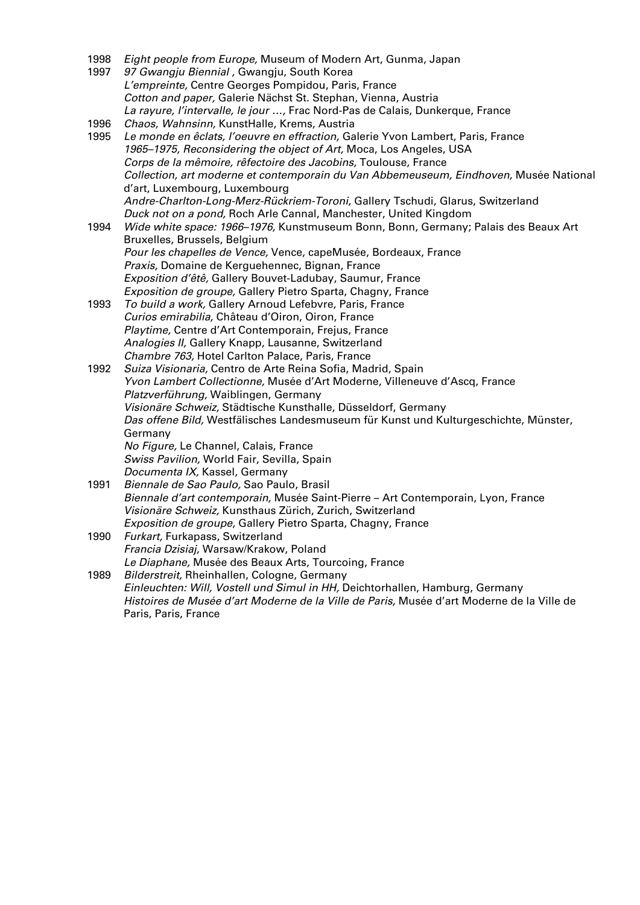1998 *Eight people from Europe,* Museum of Modern Art, Gunma, Japan

1997 *97 Gwangju Biennial ,* Gwangju, South Korea
*L'empreinte,* Centre Georges Pompidou, Paris, France
*Cotton and paper,* Galerie Nächst St. Stephan, Vienna, Austria
*La rayure, l'intervalle, le jour ...,* Frac Nord-Pas de Calais, Dunkerque, France

1996 *Chaos, Wahnsinn,* KunstHalle, Krems, Austria

1995 *Le monde en êclats, l'oeuvre en effraction,* Galerie Yvon Lambert, Paris, France
*1965–1975, Reconsidering the object of Art,* Moca, Los Angeles, USA
*Corps de la mêmoire, rêfectoire des Jacobins,* Toulouse, France
*Collection, art moderne et contemporain du Van Abbemeuseum, Eindhoven,* Musée National d'art, Luxembourg, Luxembourg
*Andre-Charlton-Long-Merz-Rückriem-Toroni,* Gallery Tschudi, Glarus, Switzerland
*Duck not on a pond,* Roch Arle Cannal, Manchester, United Kingdom

1994 *Wide white space: 1966–1976,* Kunstmuseum Bonn, Bonn, Germany; Palais des Beaux Art Bruxelles, Brussels, Belgium
*Pour les chapelles de Vence,* Vence, capeMusée, Bordeaux, France
*Praxis,* Domaine de Kerguehennec, Bignan, France
*Exposition d'êtê,* Gallery Bouvet-Ladubay, Saumur, France
*Exposition de groupe,* Gallery Pietro Sparta, Chagny, France

1993 *To build a work,* Gallery Arnoud Lefebvre, Paris, France
*Curios emirabilia,* Château d'Oiron, Oiron, France
*Playtime,* Centre d'Art Contemporain, Frejus, France
*Analogies II,* Gallery Knapp, Lausanne, Switzerland
*Chambre 763,* Hotel Carlton Palace, Paris, France

1992 *Suiza Visionaria,* Centro de Arte Reina Sofia, Madrid, Spain
*Yvon Lambert Collectionne,* Musée d'Art Moderne, Villeneuve d'Ascq, France
*Platzverführung,* Waiblingen, Germany
*Visionäre Schweiz,* Städtische Kunsthalle, Düsseldorf, Germany
*Das offene Bild,* Westfälisches Landesmuseum für Kunst und Kulturgeschichte, Münster, Germany
*No Figure,* Le Channel, Calais, France
*Swiss Pavilion,* World Fair, Sevilla, Spain
*Documenta IX,* Kassel, Germany

1991 *Biennale de Sao Paulo,* Sao Paulo, Brasil
*Biennale d'art contemporain,* Musée Saint-Pierre – Art Contemporain, Lyon, France
*Visionäre Schweiz,* Kunsthaus Zürich, Zurich, Switzerland
*Exposition de groupe,* Gallery Pietro Sparta, Chagny, France

1990 *Furkart,* Furkapass, Switzerland
*Francia Dzisiaj,* Warsaw/Krakow, Poland
*Le Diaphane,* Musée des Beaux Arts, Tourcoing, France

1989 *Bilderstreit,* Rheinhallen, Cologne, Germany
*Einleuchten: Will, Vostell und Simul in HH,* Deichtorhallen, Hamburg, Germany
*Histoires de Musée d'art Moderne de la Ville de Paris,* Musée d'art Moderne de la Ville de Paris, Paris, France